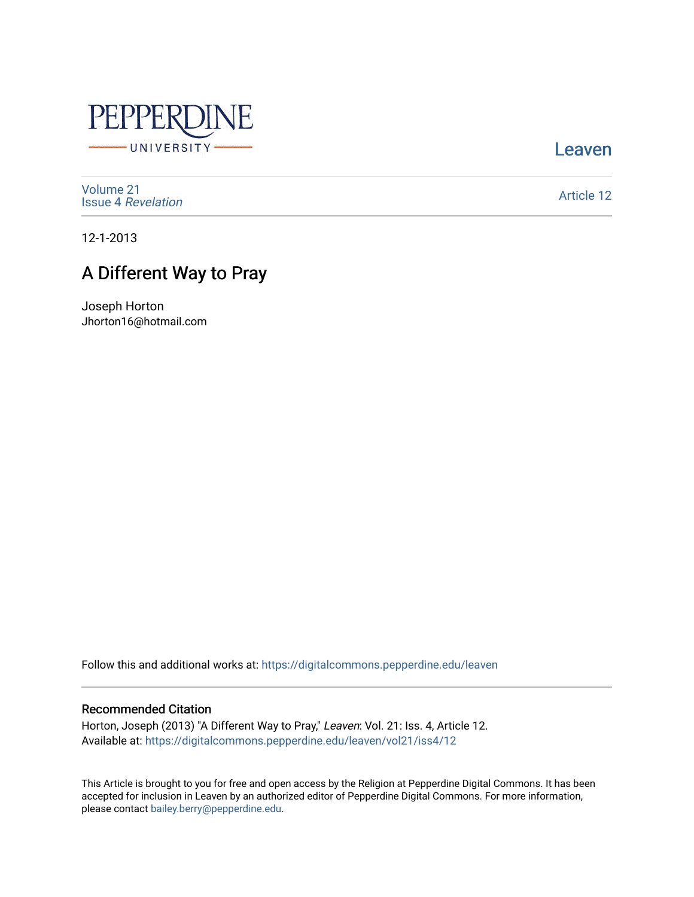Leaven

Volume 21
Issue 4 *Revelation*

Article 12

12-1-2013

# A Different Way to Pray

Joseph Horton
Jhorton16@hotmail.com

Follow this and additional works at: https://digitalcommons.pepperdine.edu/leaven

## Recommended Citation

Horton, Joseph (2013) "A Different Way to Pray," *Leaven*: Vol. 21: Iss. 4, Article 12.
Available at: https://digitalcommons.pepperdine.edu/leaven/vol21/iss4/12

This Article is brought to you for free and open access by the Religion at Pepperdine Digital Commons. It has been accepted for inclusion in Leaven by an authorized editor of Pepperdine Digital Commons. For more information, please contact bailey.berry@pepperdine.edu.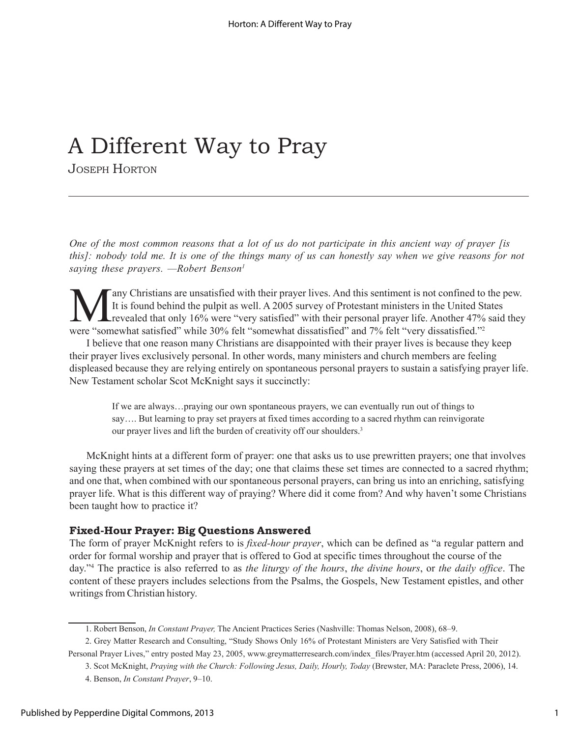# A Different Way to Pray

Joseph Horton

*One of the most common reasons that a lot of us do not participate in this ancient way of prayer [is this]: nobody told me. It is one of the things many of us can honestly say when we give reasons for not saying these prayers. —Robert Benson*[1]

Many Christians are unsatisfied with their prayer lives. And this sentiment is not confined to the pew. It is found behind the pulpit as well. A 2005 survey of Protestant ministers in the United States revealed that only 16% were "very satisfied" with their personal prayer life. Another 47% said they were "somewhat satisfied" while 30% felt "somewhat dissatisfied" and 7% felt "very dissatisfied."[2]

I believe that one reason many Christians are disappointed with their prayer lives is because they keep their prayer lives exclusively personal. In other words, many ministers and church members are feeling displeased because they are relying entirely on spontaneous personal prayers to sustain a satisfying prayer life. New Testament scholar Scot McKnight says it succinctly:

> If we are always…praying our own spontaneous prayers, we can eventually run out of things to say…. But learning to pray set prayers at fixed times according to a sacred rhythm can reinvigorate our prayer lives and lift the burden of creativity off our shoulders.[3]

McKnight hints at a different form of prayer: one that asks us to use prewritten prayers; one that involves saying these prayers at set times of the day; one that claims these set times are connected to a sacred rhythm; and one that, when combined with our spontaneous personal prayers, can bring us into an enriching, satisfying prayer life. What is this different way of praying? Where did it come from? And why haven't some Christians been taught how to practice it?

## Fixed-Hour Prayer: Big Questions Answered

The form of prayer McKnight refers to is *fixed-hour prayer*, which can be defined as "a regular pattern and order for formal worship and prayer that is offered to God at specific times throughout the course of the day."[4] The practice is also referred to as *the liturgy of the hours*, *the divine hours*, or *the daily office*. The content of these prayers includes selections from the Psalms, the Gospels, New Testament epistles, and other writings from Christian history.

---

1. Robert Benson, *In Constant Prayer,* The Ancient Practices Series (Nashville: Thomas Nelson, 2008), 68–9.

2. Grey Matter Research and Consulting, "Study Shows Only 16% of Protestant Ministers are Very Satisfied with Their Personal Prayer Lives," entry posted May 23, 2005, www.greymatterresearch.com/index_files/Prayer.htm (accessed April 20, 2012).

3. Scot McKnight, *Praying with the Church: Following Jesus, Daily, Hourly, Today* (Brewster, MA: Paraclete Press, 2006), 14.

4. Benson, *In Constant Prayer*, 9–10.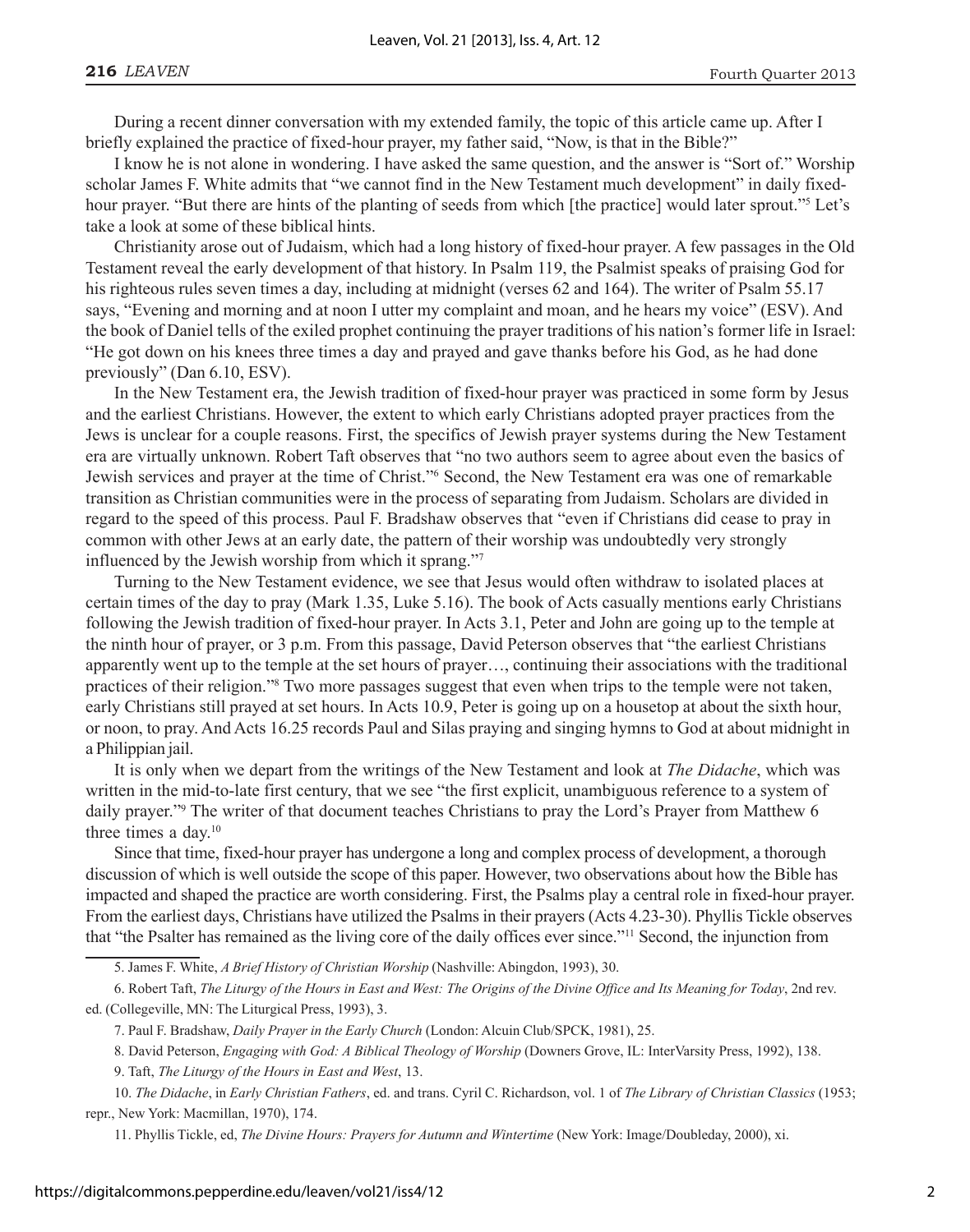During a recent dinner conversation with my extended family, the topic of this article came up. After I briefly explained the practice of fixed-hour prayer, my father said, "Now, is that in the Bible?"

I know he is not alone in wondering. I have asked the same question, and the answer is "Sort of." Worship scholar James F. White admits that "we cannot find in the New Testament much development" in daily fixed-hour prayer. "But there are hints of the planting of seeds from which [the practice] would later sprout."[5] Let's take a look at some of these biblical hints.

Christianity arose out of Judaism, which had a long history of fixed-hour prayer. A few passages in the Old Testament reveal the early development of that history. In Psalm 119, the Psalmist speaks of praising God for his righteous rules seven times a day, including at midnight (verses 62 and 164). The writer of Psalm 55.17 says, "Evening and morning and at noon I utter my complaint and moan, and he hears my voice" (ESV). And the book of Daniel tells of the exiled prophet continuing the prayer traditions of his nation's former life in Israel: "He got down on his knees three times a day and prayed and gave thanks before his God, as he had done previously" (Dan 6.10, ESV).

In the New Testament era, the Jewish tradition of fixed-hour prayer was practiced in some form by Jesus and the earliest Christians. However, the extent to which early Christians adopted prayer practices from the Jews is unclear for a couple reasons. First, the specifics of Jewish prayer systems during the New Testament era are virtually unknown. Robert Taft observes that "no two authors seem to agree about even the basics of Jewish services and prayer at the time of Christ."[6] Second, the New Testament era was one of remarkable transition as Christian communities were in the process of separating from Judaism. Scholars are divided in regard to the speed of this process. Paul F. Bradshaw observes that "even if Christians did cease to pray in common with other Jews at an early date, the pattern of their worship was undoubtedly very strongly influenced by the Jewish worship from which it sprang."[7]

Turning to the New Testament evidence, we see that Jesus would often withdraw to isolated places at certain times of the day to pray (Mark 1.35, Luke 5.16). The book of Acts casually mentions early Christians following the Jewish tradition of fixed-hour prayer. In Acts 3.1, Peter and John are going up to the temple at the ninth hour of prayer, or 3 p.m. From this passage, David Peterson observes that "the earliest Christians apparently went up to the temple at the set hours of prayer…, continuing their associations with the traditional practices of their religion."[8] Two more passages suggest that even when trips to the temple were not taken, early Christians still prayed at set hours. In Acts 10.9, Peter is going up on a housetop at about the sixth hour, or noon, to pray. And Acts 16.25 records Paul and Silas praying and singing hymns to God at about midnight in a Philippian jail.

It is only when we depart from the writings of the New Testament and look at *The Didache*, which was written in the mid-to-late first century, that we see "the first explicit, unambiguous reference to a system of daily prayer."[9] The writer of that document teaches Christians to pray the Lord's Prayer from Matthew 6 three times a day.[10]

Since that time, fixed-hour prayer has undergone a long and complex process of development, a thorough discussion of which is well outside the scope of this paper. However, two observations about how the Bible has impacted and shaped the practice are worth considering. First, the Psalms play a central role in fixed-hour prayer. From the earliest days, Christians have utilized the Psalms in their prayers (Acts 4.23-30). Phyllis Tickle observes that "the Psalter has remained as the living core of the daily offices ever since."[11] Second, the injunction from

---

5. James F. White, *A Brief History of Christian Worship* (Nashville: Abingdon, 1993), 30.

6. Robert Taft, *The Liturgy of the Hours in East and West: The Origins of the Divine Office and Its Meaning for Today*, 2nd rev. ed. (Collegeville, MN: The Liturgical Press, 1993), 3.

7. Paul F. Bradshaw, *Daily Prayer in the Early Church* (London: Alcuin Club/SPCK, 1981), 25.

8. David Peterson, *Engaging with God: A Biblical Theology of Worship* (Downers Grove, IL: InterVarsity Press, 1992), 138.

9. Taft, *The Liturgy of the Hours in East and West*, 13.

10. *The Didache*, in *Early Christian Fathers*, ed. and trans. Cyril C. Richardson, vol. 1 of *The Library of Christian Classics* (1953; repr., New York: Macmillan, 1970), 174.

11. Phyllis Tickle, ed, *The Divine Hours: Prayers for Autumn and Wintertime* (New York: Image/Doubleday, 2000), xi.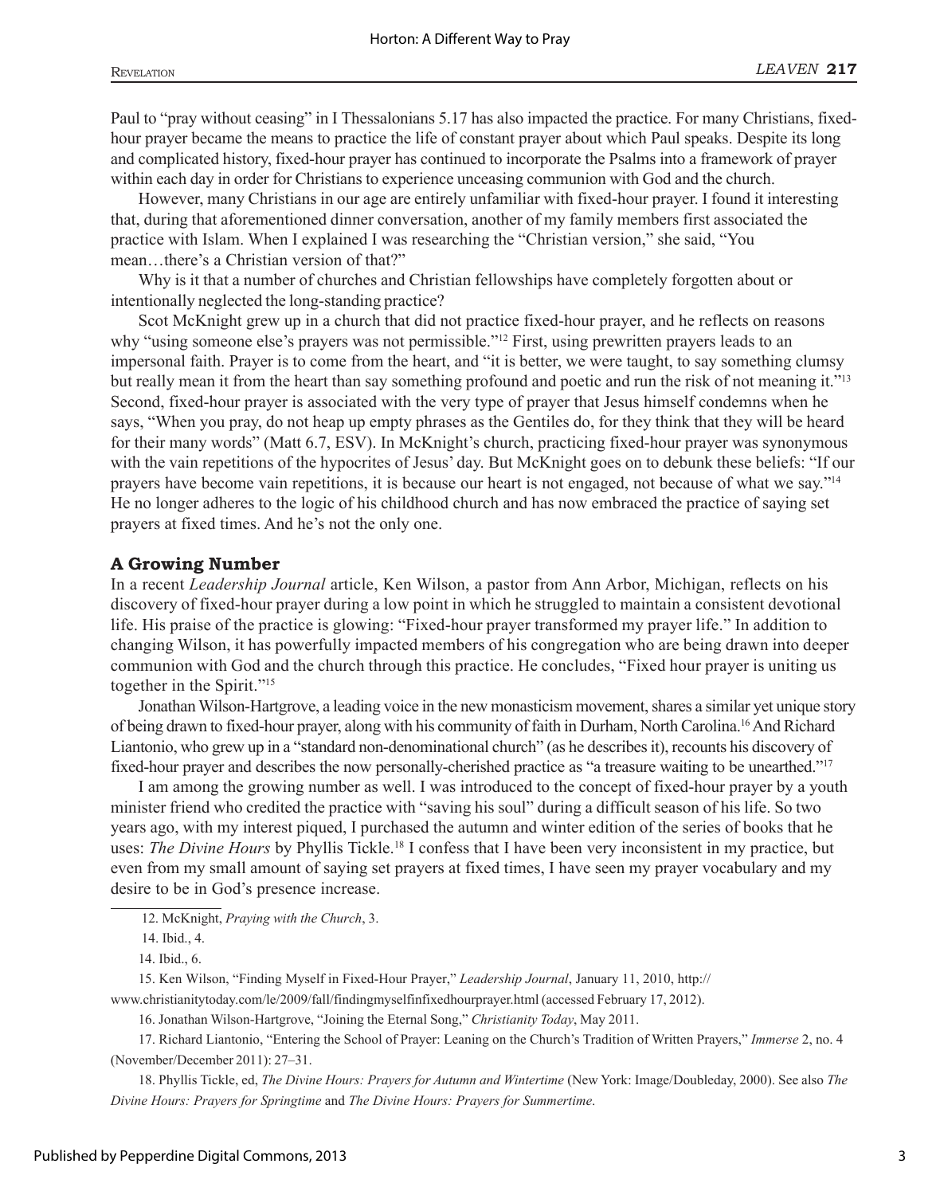Paul to "pray without ceasing" in I Thessalonians 5.17 has also impacted the practice. For many Christians, fixed-hour prayer became the means to practice the life of constant prayer about which Paul speaks. Despite its long and complicated history, fixed-hour prayer has continued to incorporate the Psalms into a framework of prayer within each day in order for Christians to experience unceasing communion with God and the church.

However, many Christians in our age are entirely unfamiliar with fixed-hour prayer. I found it interesting that, during that aforementioned dinner conversation, another of my family members first associated the practice with Islam. When I explained I was researching the "Christian version," she said, "You mean…there's a Christian version of that?"

Why is it that a number of churches and Christian fellowships have completely forgotten about or intentionally neglected the long-standing practice?

Scot McKnight grew up in a church that did not practice fixed-hour prayer, and he reflects on reasons why "using someone else's prayers was not permissible."[12] First, using prewritten prayers leads to an impersonal faith. Prayer is to come from the heart, and "it is better, we were taught, to say something clumsy but really mean it from the heart than say something profound and poetic and run the risk of not meaning it."[13] Second, fixed-hour prayer is associated with the very type of prayer that Jesus himself condemns when he says, "When you pray, do not heap up empty phrases as the Gentiles do, for they think that they will be heard for their many words" (Matt 6.7, ESV). In McKnight's church, practicing fixed-hour prayer was synonymous with the vain repetitions of the hypocrites of Jesus' day. But McKnight goes on to debunk these beliefs: "If our prayers have become vain repetitions, it is because our heart is not engaged, not because of what we say."[14] He no longer adheres to the logic of his childhood church and has now embraced the practice of saying set prayers at fixed times. And he's not the only one.

## A Growing Number

In a recent *Leadership Journal* article, Ken Wilson, a pastor from Ann Arbor, Michigan, reflects on his discovery of fixed-hour prayer during a low point in which he struggled to maintain a consistent devotional life. His praise of the practice is glowing: "Fixed-hour prayer transformed my prayer life." In addition to changing Wilson, it has powerfully impacted members of his congregation who are being drawn into deeper communion with God and the church through this practice. He concludes, "Fixed hour prayer is uniting us together in the Spirit."[15]

Jonathan Wilson-Hartgrove, a leading voice in the new monasticism movement, shares a similar yet unique story of being drawn to fixed-hour prayer, along with his community of faith in Durham, North Carolina.[16] And Richard Liantonio, who grew up in a "standard non-denominational church" (as he describes it), recounts his discovery of fixed-hour prayer and describes the now personally-cherished practice as "a treasure waiting to be unearthed."[17]

I am among the growing number as well. I was introduced to the concept of fixed-hour prayer by a youth minister friend who credited the practice with "saving his soul" during a difficult season of his life. So two years ago, with my interest piqued, I purchased the autumn and winter edition of the series of books that he uses: *The Divine Hours* by Phyllis Tickle.[18] I confess that I have been very inconsistent in my practice, but even from my small amount of saying set prayers at fixed times, I have seen my prayer vocabulary and my desire to be in God's presence increase.

---

12. McKnight, *Praying with the Church*, 3.

14. Ibid., 4.

14. Ibid., 6.

15. Ken Wilson, "Finding Myself in Fixed-Hour Prayer," *Leadership Journal*, January 11, 2010, http://www.christianitytoday.com/le/2009/fall/findingmyselfinfixedhourprayer.html (accessed February 17, 2012).

16. Jonathan Wilson-Hartgrove, "Joining the Eternal Song," *Christianity Today*, May 2011.

17. Richard Liantonio, "Entering the School of Prayer: Leaning on the Church's Tradition of Written Prayers," *Immerse* 2, no. 4 (November/December 2011): 27–31.

18. Phyllis Tickle, ed, *The Divine Hours: Prayers for Autumn and Wintertime* (New York: Image/Doubleday, 2000). See also *The Divine Hours: Prayers for Springtime* and *The Divine Hours: Prayers for Summertime*.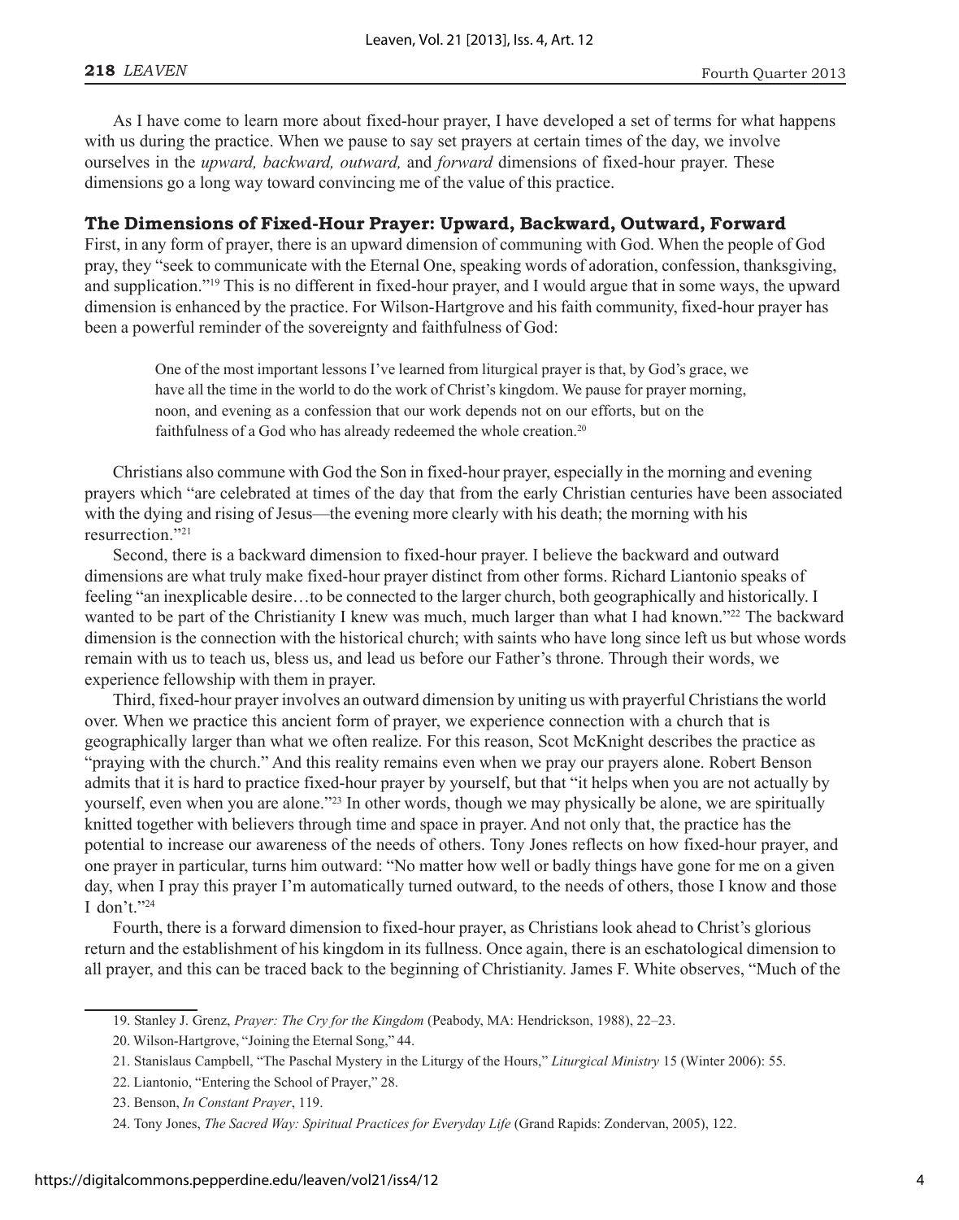As I have come to learn more about fixed-hour prayer, I have developed a set of terms for what happens with us during the practice. When we pause to say set prayers at certain times of the day, we involve ourselves in the *upward, backward, outward,* and *forward* dimensions of fixed-hour prayer. These dimensions go a long way toward convincing me of the value of this practice.

## The Dimensions of Fixed-Hour Prayer: Upward, Backward, Outward, Forward

First, in any form of prayer, there is an upward dimension of communing with God. When the people of God pray, they "seek to communicate with the Eternal One, speaking words of adoration, confession, thanksgiving, and supplication."[19] This is no different in fixed-hour prayer, and I would argue that in some ways, the upward dimension is enhanced by the practice. For Wilson-Hartgrove and his faith community, fixed-hour prayer has been a powerful reminder of the sovereignty and faithfulness of God:

> One of the most important lessons I've learned from liturgical prayer is that, by God's grace, we have all the time in the world to do the work of Christ's kingdom. We pause for prayer morning, noon, and evening as a confession that our work depends not on our efforts, but on the faithfulness of a God who has already redeemed the whole creation.[20]

Christians also commune with God the Son in fixed-hour prayer, especially in the morning and evening prayers which "are celebrated at times of the day that from the early Christian centuries have been associated with the dying and rising of Jesus—the evening more clearly with his death; the morning with his resurrection."[21]

Second, there is a backward dimension to fixed-hour prayer. I believe the backward and outward dimensions are what truly make fixed-hour prayer distinct from other forms. Richard Liantonio speaks of feeling "an inexplicable desire…to be connected to the larger church, both geographically and historically. I wanted to be part of the Christianity I knew was much, much larger than what I had known."[22] The backward dimension is the connection with the historical church; with saints who have long since left us but whose words remain with us to teach us, bless us, and lead us before our Father's throne. Through their words, we experience fellowship with them in prayer.

Third, fixed-hour prayer involves an outward dimension by uniting us with prayerful Christians the world over. When we practice this ancient form of prayer, we experience connection with a church that is geographically larger than what we often realize. For this reason, Scot McKnight describes the practice as "praying with the church." And this reality remains even when we pray our prayers alone. Robert Benson admits that it is hard to practice fixed-hour prayer by yourself, but that "it helps when you are not actually by yourself, even when you are alone."[23] In other words, though we may physically be alone, we are spiritually knitted together with believers through time and space in prayer. And not only that, the practice has the potential to increase our awareness of the needs of others. Tony Jones reflects on how fixed-hour prayer, and one prayer in particular, turns him outward: "No matter how well or badly things have gone for me on a given day, when I pray this prayer I'm automatically turned outward, to the needs of others, those I know and those I don't."[24]

Fourth, there is a forward dimension to fixed-hour prayer, as Christians look ahead to Christ's glorious return and the establishment of his kingdom in its fullness. Once again, there is an eschatological dimension to all prayer, and this can be traced back to the beginning of Christianity. James F. White observes, "Much of the

---

19. Stanley J. Grenz, *Prayer: The Cry for the Kingdom* (Peabody, MA: Hendrickson, 1988), 22–23.

20. Wilson-Hartgrove, "Joining the Eternal Song," 44.

21. Stanislaus Campbell, "The Paschal Mystery in the Liturgy of the Hours," *Liturgical Ministry* 15 (Winter 2006): 55.

22. Liantonio, "Entering the School of Prayer," 28.

23. Benson, *In Constant Prayer*, 119.

24. Tony Jones, *The Sacred Way: Spiritual Practices for Everyday Life* (Grand Rapids: Zondervan, 2005), 122.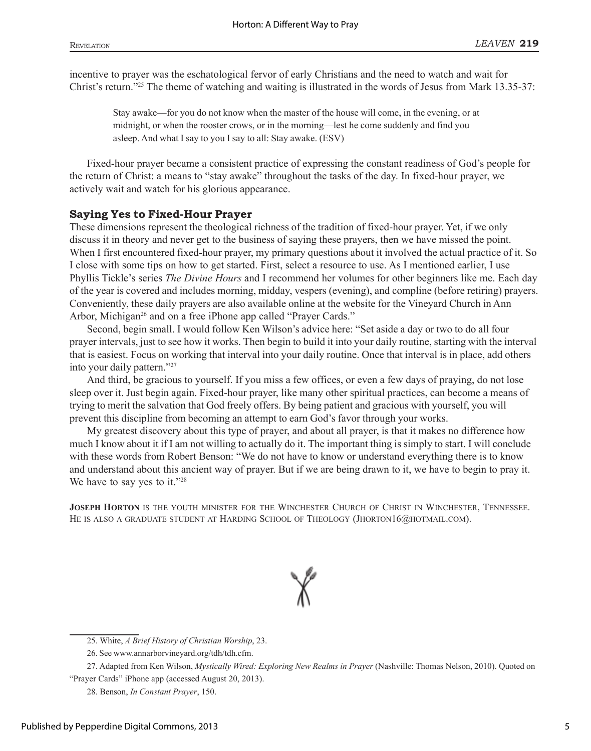incentive to prayer was the eschatological fervor of early Christians and the need to watch and wait for Christ's return."[25] The theme of watching and waiting is illustrated in the words of Jesus from Mark 13.35-37:

> Stay awake—for you do not know when the master of the house will come, in the evening, or at midnight, or when the rooster crows, or in the morning—lest he come suddenly and find you asleep. And what I say to you I say to all: Stay awake. (ESV)

Fixed-hour prayer became a consistent practice of expressing the constant readiness of God's people for the return of Christ: a means to "stay awake" throughout the tasks of the day. In fixed-hour prayer, we actively wait and watch for his glorious appearance.

## Saying Yes to Fixed-Hour Prayer

These dimensions represent the theological richness of the tradition of fixed-hour prayer. Yet, if we only discuss it in theory and never get to the business of saying these prayers, then we have missed the point. When I first encountered fixed-hour prayer, my primary questions about it involved the actual practice of it. So I close with some tips on how to get started. First, select a resource to use. As I mentioned earlier, I use Phyllis Tickle's series *The Divine Hours* and I recommend her volumes for other beginners like me. Each day of the year is covered and includes morning, midday, vespers (evening), and compline (before retiring) prayers. Conveniently, these daily prayers are also available online at the website for the Vineyard Church in Ann Arbor, Michigan[26] and on a free iPhone app called "Prayer Cards."

Second, begin small. I would follow Ken Wilson's advice here: "Set aside a day or two to do all four prayer intervals, just to see how it works. Then begin to build it into your daily routine, starting with the interval that is easiest. Focus on working that interval into your daily routine. Once that interval is in place, add others into your daily pattern."[27]

And third, be gracious to yourself. If you miss a few offices, or even a few days of praying, do not lose sleep over it. Just begin again. Fixed-hour prayer, like many other spiritual practices, can become a means of trying to merit the salvation that God freely offers. By being patient and gracious with yourself, you will prevent this discipline from becoming an attempt to earn God's favor through your works.

My greatest discovery about this type of prayer, and about all prayer, is that it makes no difference how much I know about it if I am not willing to actually do it. The important thing is simply to start. I will conclude with these words from Robert Benson: "We do not have to know or understand everything there is to know and understand about this ancient way of prayer. But if we are being drawn to it, we have to begin to pray it. We have to say yes to it."[28]

**Joseph Horton** is the youth minister for the Winchester Church of Christ in Winchester, Tennessee. He is also a graduate student at Harding School of Theology (jhorton16@hotmail.com).

---

25. White, *A Brief History of Christian Worship*, 23.

26. See www.annarborvineyard.org/tdh/tdh.cfm.

27. Adapted from Ken Wilson, *Mystically Wired: Exploring New Realms in Prayer* (Nashville: Thomas Nelson, 2010). Quoted on "Prayer Cards" iPhone app (accessed August 20, 2013).

28. Benson, *In Constant Prayer*, 150.